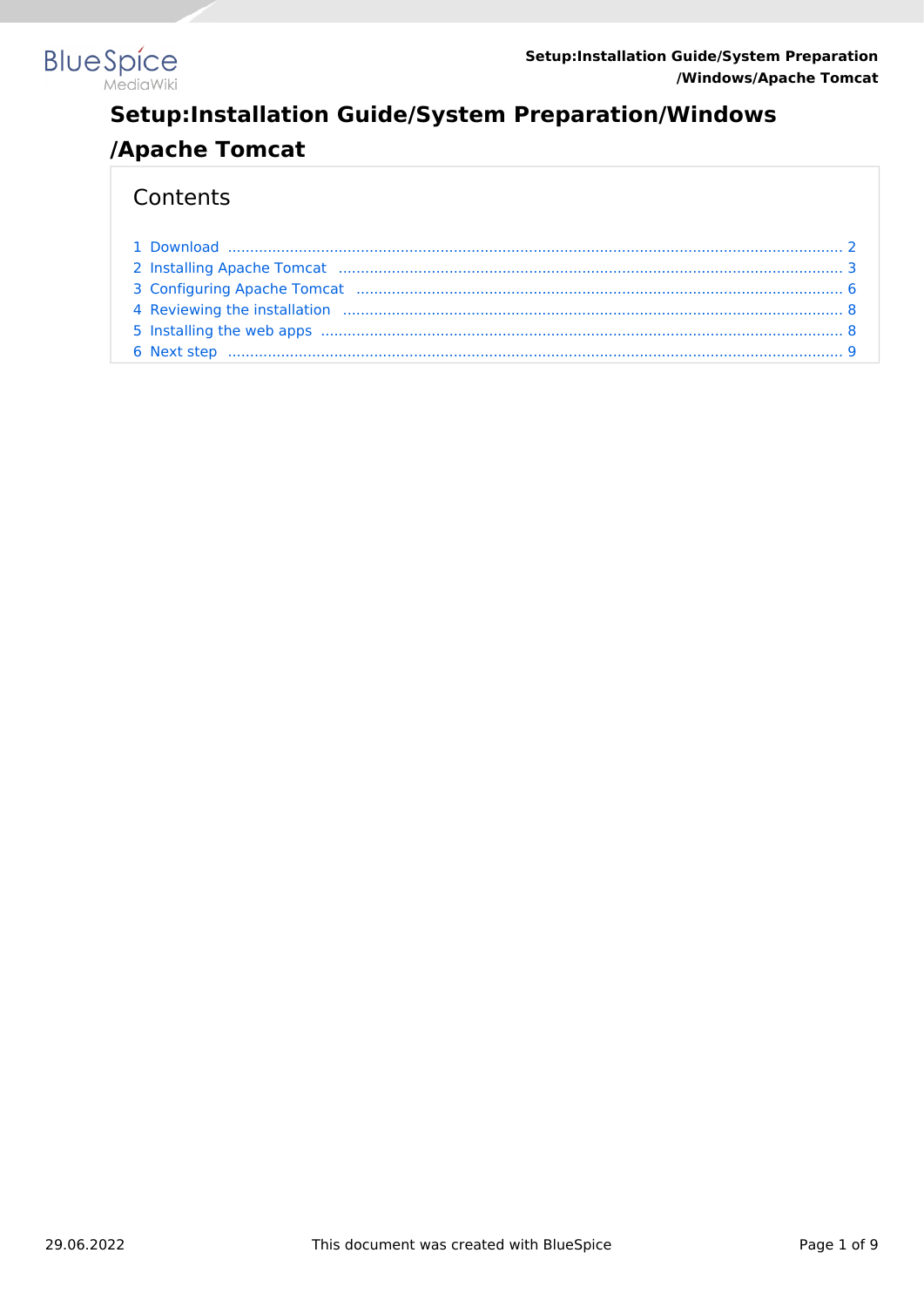# Setup:Installation Guide/System Preparation/Windows/Apache Tomcat

## Contents

1 Download ..... 2
2 Installing Apache Tomcat ..... 3
3 Configuring Apache Tomcat ..... 6
4 Reviewing the installation ..... 8
5 Installing the web apps ..... 8
6 Next step ..... 9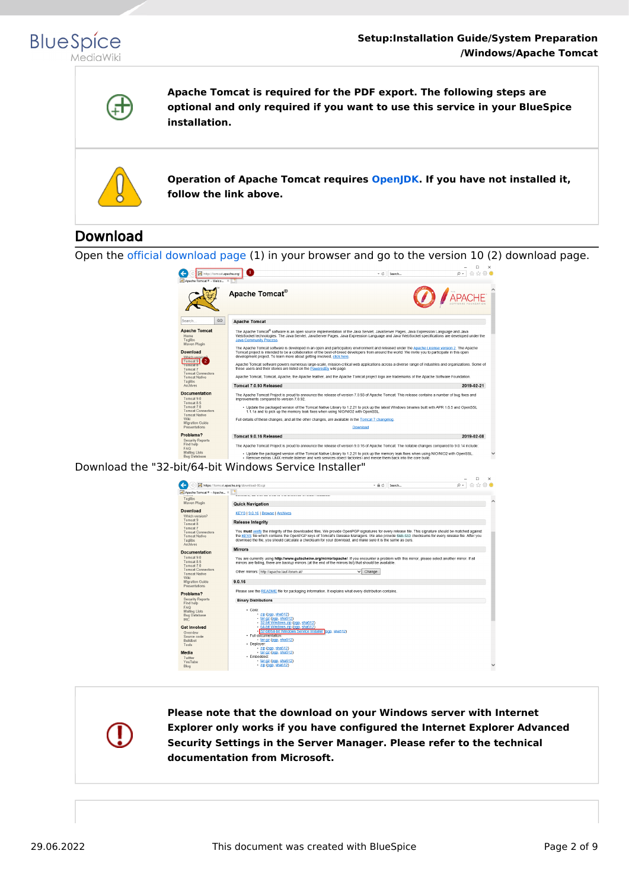**Apache Tomcat is required for the PDF export. The following steps are optional and only required if you want to use this service in your BlueSpice installation.**

**Operation of Apache Tomcat requires OpenJDK. If you have not installed it, follow the link above.**

## Download

Open the official download page (1) in your browser and go to the version 10 (2) download page.

Download the "32-bit/64-bit Windows Service Installer"

**Please note that the download on your Windows server with Internet Explorer only works if you have configured the Internet Explorer Advanced Security Settings in the Server Manager. Please refer to the technical documentation from Microsoft.**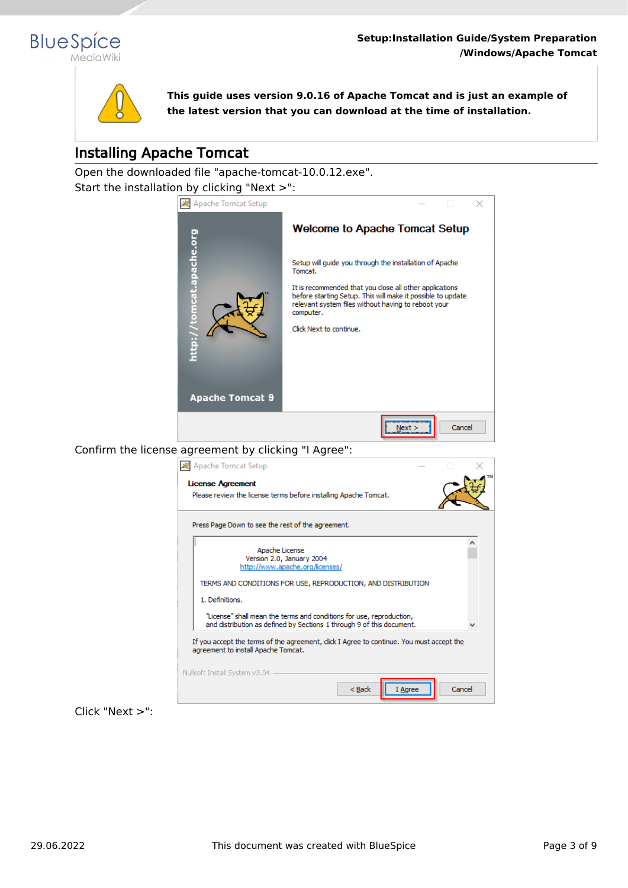This guide uses version 9.0.16 of Apache Tomcat and is just an example of the latest version that you can download at the time of installation.

## Installing Apache Tomcat

Open the downloaded file "apache-tomcat-10.0.12.exe".

Start the installation by clicking "Next >":

Confirm the license agreement by clicking "I Agree":

Click "Next >":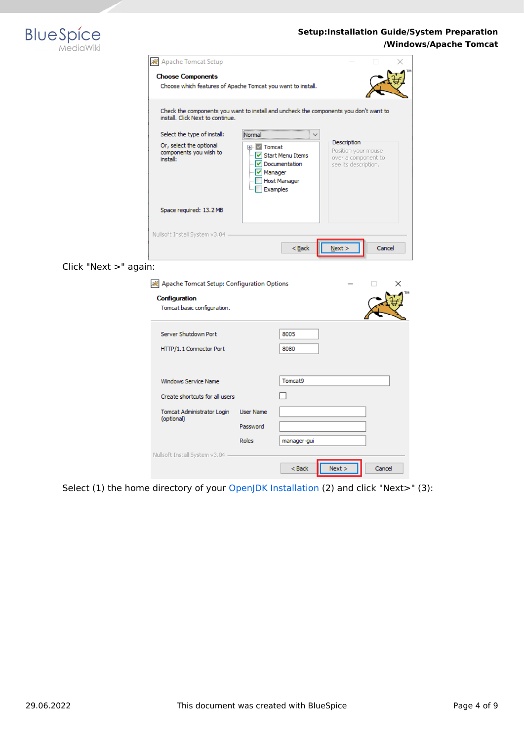Click "Next >" again:

Select (1) the home directory of your OpenJDK Installation (2) and click "Next>" (3):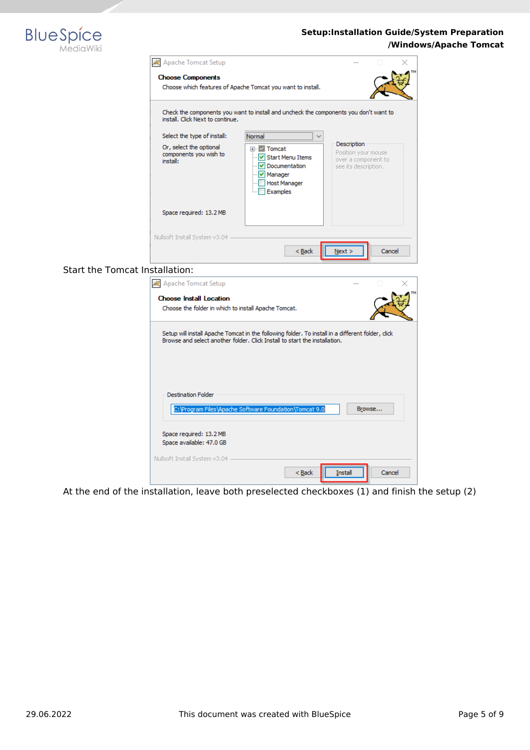Start the Tomcat Installation:

At the end of the installation, leave both preselected checkboxes (1) and finish the setup (2)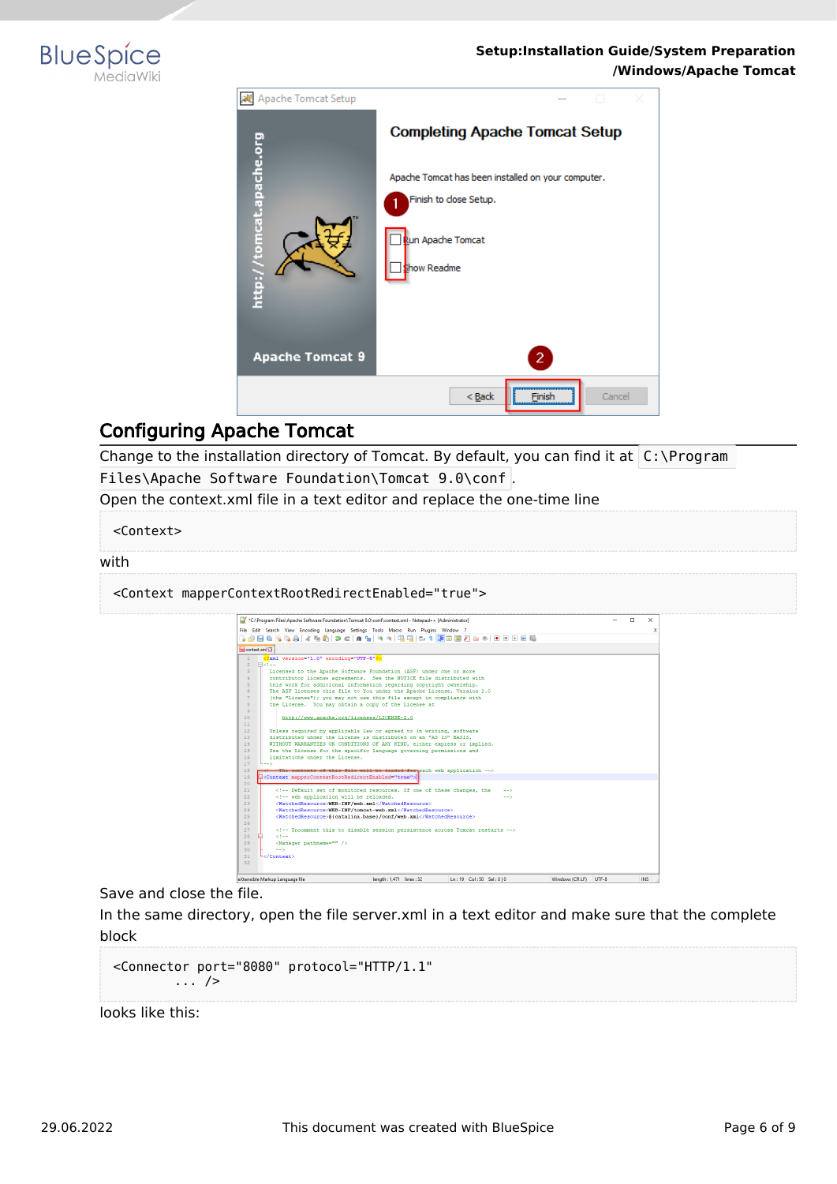## Configuring Apache Tomcat

Change to the installation directory of Tomcat. By default, you can find it at `C:\Program Files\Apache Software Foundation\Tomcat 9.0\conf`.

Open the context.xml file in a text editor and replace the one-time line

```
<Context>
```

with

```
<Context mapperContextRootRedirectEnabled="true">
```

Save and close the file.

In the same directory, open the file server.xml in a text editor and make sure that the complete block

```
<Connector port="8080" protocol="HTTP/1.1"
        ... />
```

looks like this: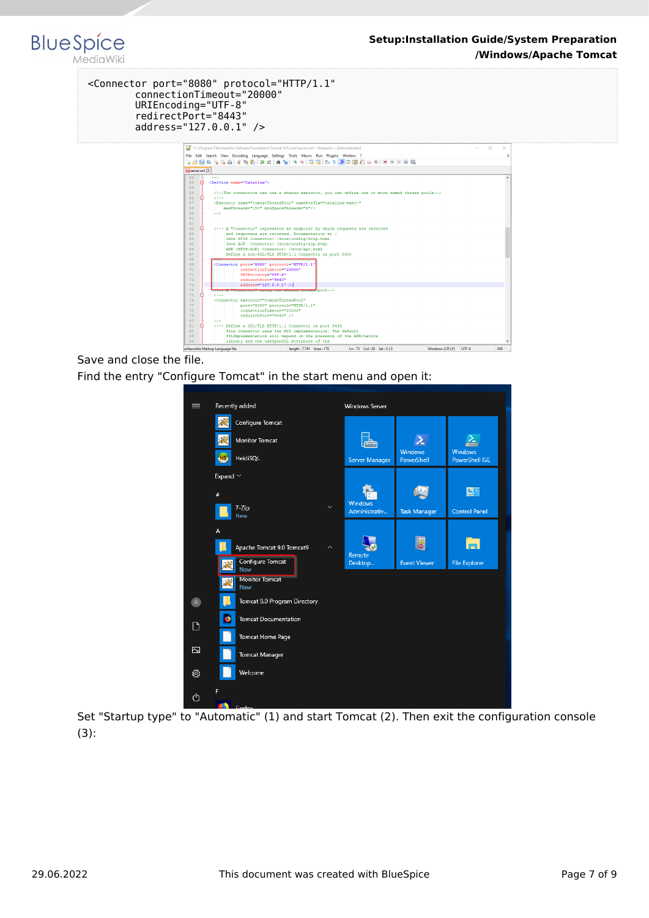```
<Connector port="8080" protocol="HTTP/1.1"
        connectionTimeout="20000"
        URIEncoding="UTF-8"
        redirectPort="8443"
        address="127.0.0.1" />
```

Save and close the file.

Find the entry "Configure Tomcat" in the start menu and open it:

Set "Startup type" to "Automatic" (1) and start Tomcat (2). Then exit the configuration console (3):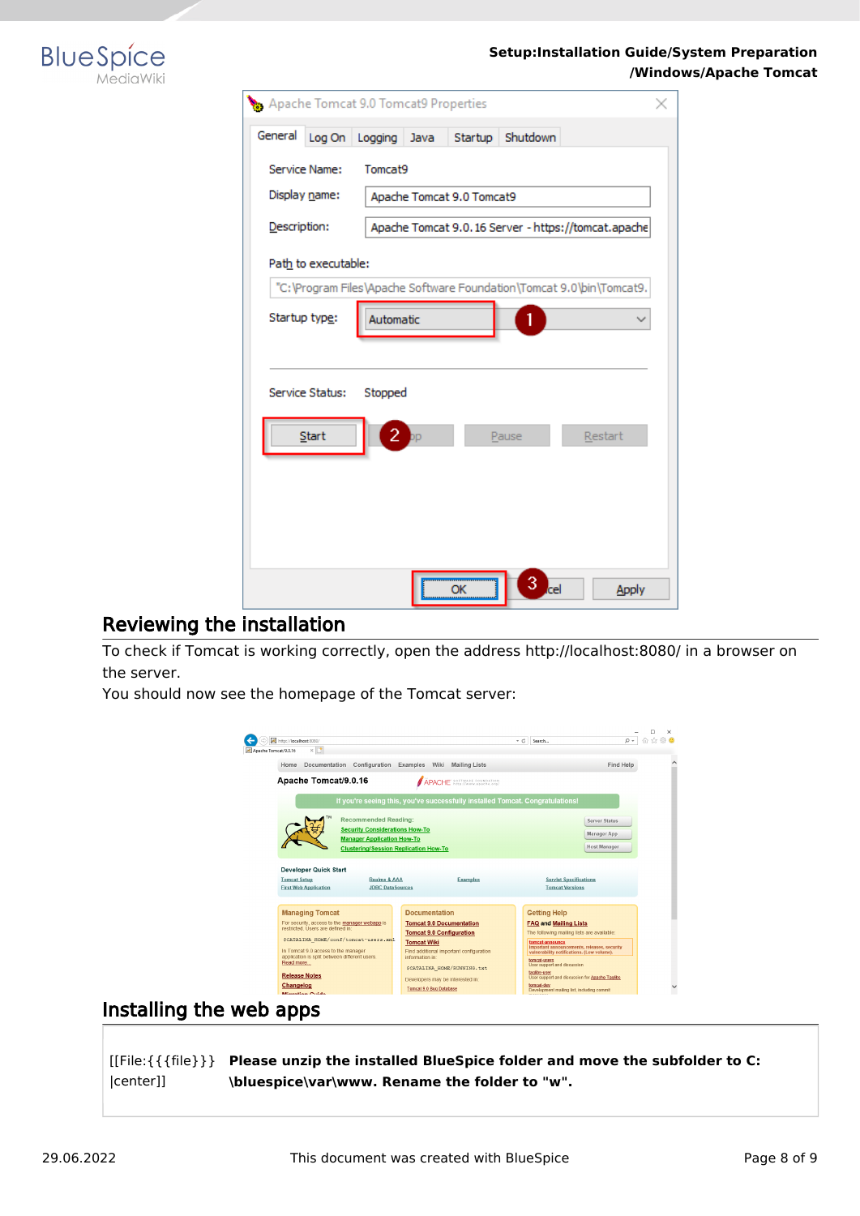## Reviewing the installation

To check if Tomcat is working correctly, open the address http://localhost:8080/ in a browser on the server.
You should now see the homepage of the Tomcat server:

## Installing the web apps

| [[File:{{{file}}}\|center]] | **Please unzip the installed BlueSpice folder and move the subfolder to C:\bluespice\var\www. Rename the folder to "w".** |
|---|---|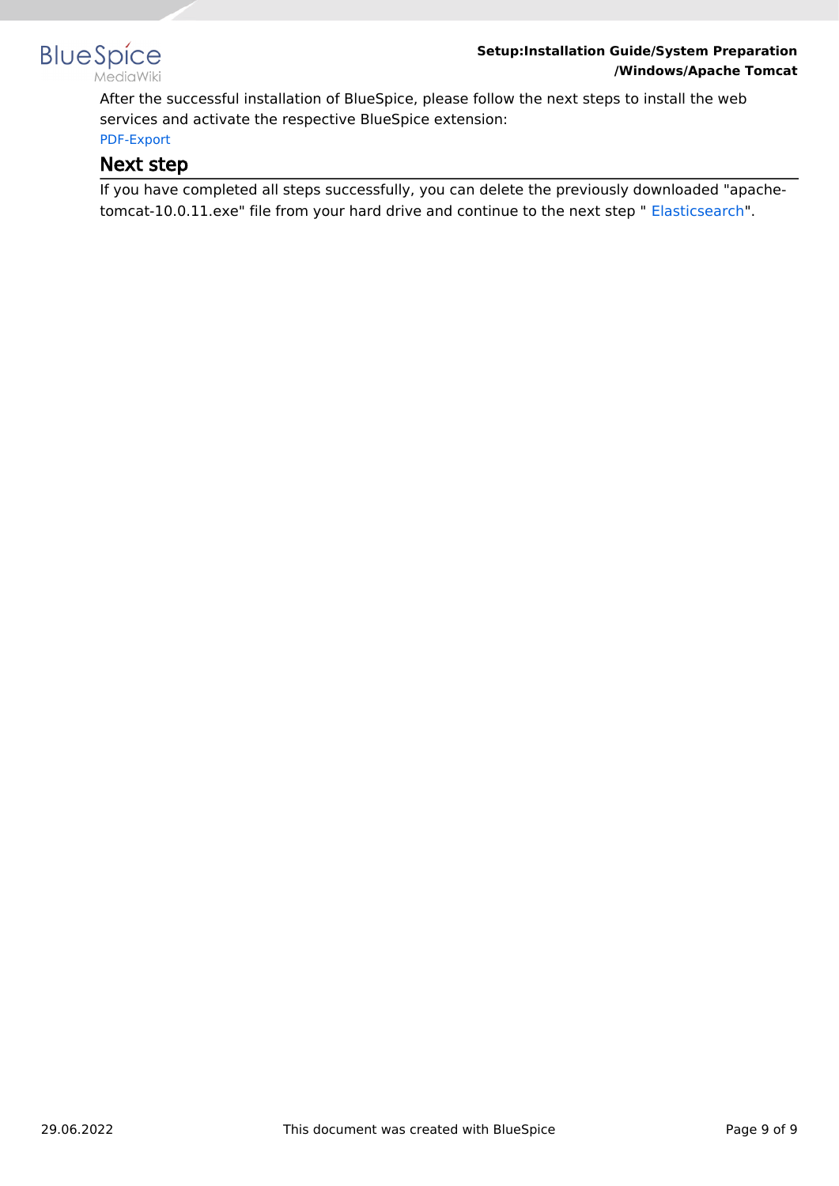After the successful installation of BlueSpice, please follow the next steps to install the web services and activate the respective BlueSpice extension:

PDF-Export

## Next step

If you have completed all steps successfully, you can delete the previously downloaded "apache-tomcat-10.0.11.exe" file from your hard drive and continue to the next step " Elasticsearch".